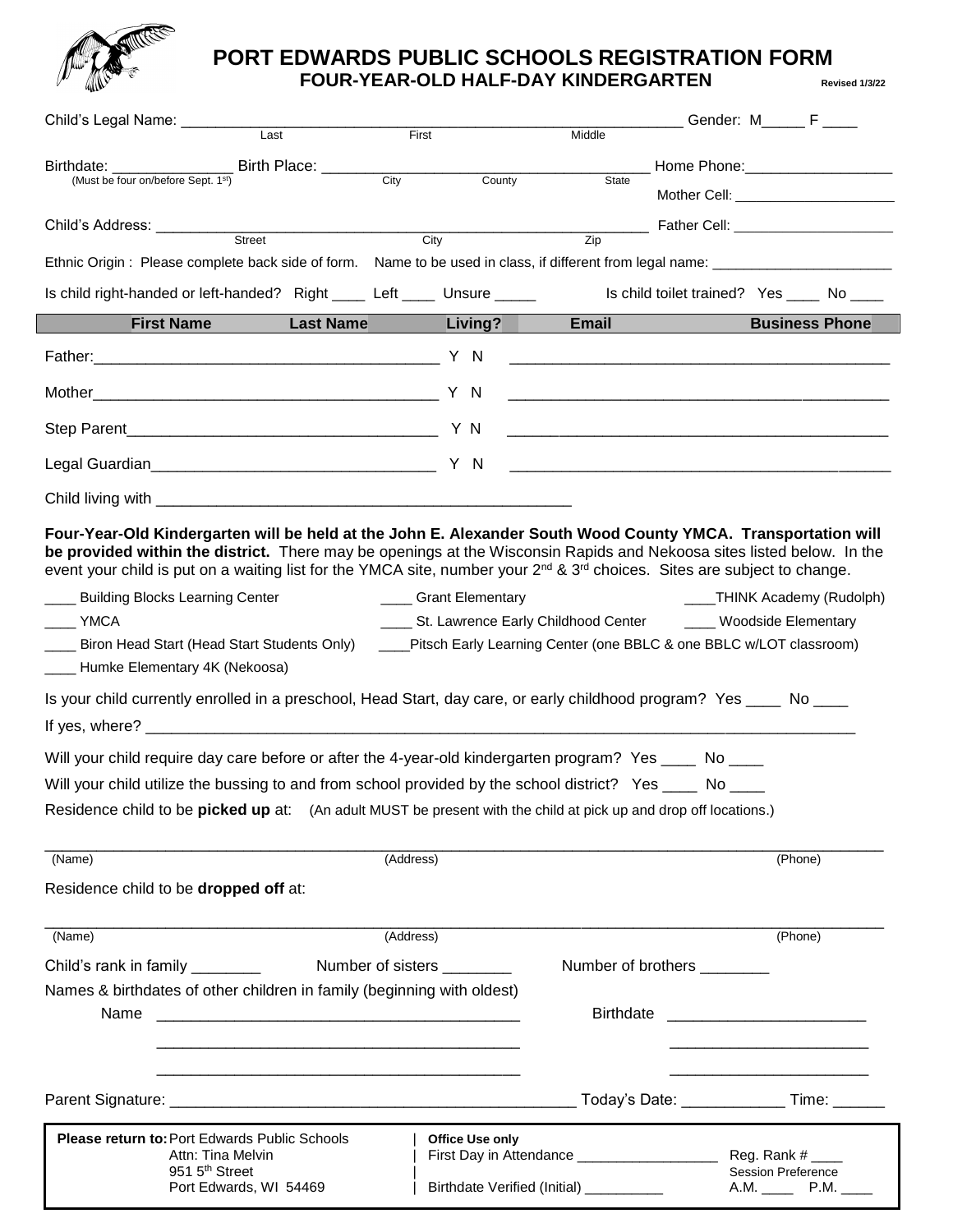# PORT EDWARDS PUBLIC SCHOOLS REGISTRATION FORM

## FOUR-YEAR-OLD HALF-DAY KINDERGARTEN

Revised 1/3/22

Child's Legal Name: ______________________________________________ Gender: M_____ F ____
Last First Middle

Birthdate: ______________ Birth Place: ___________________________________ Home Phone:_________________
(Must be four on/before Sept. 1st) City County State

Mother Cell: ____________________

Child's Address: ______________________________________________________ Father Cell: ____________________
Street City Zip

Ethnic Origin : Please complete back side of form. Name to be used in class, if different from legal name: ______________________

Is child right-handed or left-handed? Right ____ Left ____ Unsure _____ Is child toilet trained? Yes ____ No ____

| First Name | Last Name | Living? | Email | Business Phone |
|---|---|---|---|---|
| Father:_______________ | | Y N | _______________ | |
| Mother_______________ | | Y N | _______________ | |
| Step Parent_______________ | | Y N | _______________ | |
| Legal Guardian_______________ | | Y N | _______________ | |

Child living with _______________________________________________

**Four-Year-Old Kindergarten will be held at the John E. Alexander South Wood County YMCA. Transportation will be provided within the district.** There may be openings at the Wisconsin Rapids and Nekoosa sites listed below. In the event your child is put on a waiting list for the YMCA site, number your 2nd & 3rd choices. Sites are subject to change.

____ Building Blocks Learning Center
____ Grant Elementary
____THINK Academy (Rudolph)
____ YMCA
____ St. Lawrence Early Childhood Center
____ Woodside Elementary
____ Biron Head Start (Head Start Students Only)
____Pitsch Early Learning Center (one BBLC & one BBLC w/LOT classroom)
____ Humke Elementary 4K (Nekoosa)

Is your child currently enrolled in a preschool, Head Start, day care, or early childhood program? Yes ____ No ____

If yes, where? _______________________________________________________________________________

Will your child require day care before or after the 4-year-old kindergarten program? Yes ____ No ____

Will your child utilize the bussing to and from school provided by the school district? Yes ____ No ____

Residence child to be **picked up** at: (An adult MUST be present with the child at pick up and drop off locations.)

_____________________________________________________________________________________________
(Name) (Address) (Phone)

Residence child to be **dropped off** at:

_____________________________________________________________________________________________
(Name) (Address) (Phone)

Child's rank in family ________ Number of sisters ________ Number of brothers ________

Names & birthdates of other children in family (beginning with oldest)

Name _________________________________________ Birthdate ______________________

_________________________________________ ______________________

_________________________________________ ______________________

Parent Signature: ______________________________________________ Today's Date: ____________ Time: ______

**Please return to:** Port Edwards Public Schools
Attn: Tina Melvin
951 5th Street
Port Edwards, WI 54469

**Office Use only**
First Day in Attendance _________________ Reg. Rank # ____
Session Preference
Birthdate Verified (Initial) __________ A.M. ____ P.M. ____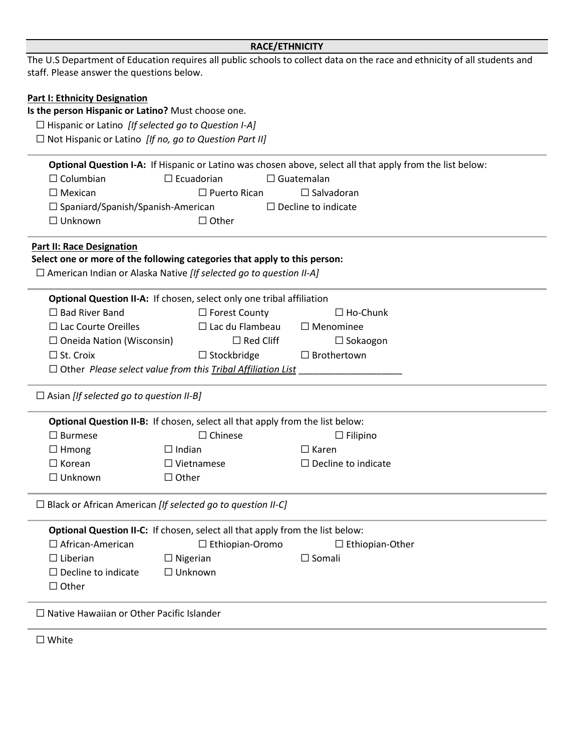## RACE/ETHNICITY

The U.S Department of Education requires all public schools to collect data on the race and ethnicity of all students and staff. Please answer the questions below.

**Part I: Ethnicity Designation**

**Is the person Hispanic or Latino?** Must choose one.

☐ Hispanic or Latino *[If selected go to Question I-A]*
☐ Not Hispanic or Latino *[If no, go to Question Part II]*

---

**Optional Question I-A:** If Hispanic or Latino was chosen above, select all that apply from the list below:

☐ Columbian ☐ Ecuadorian ☐ Guatemalan
☐ Mexican ☐ Puerto Rican ☐ Salvadoran
☐ Spaniard/Spanish/Spanish-American ☐ Decline to indicate
☐ Unknown ☐ Other

---

**Part II: Race Designation**

**Select one or more of the following categories that apply to this person:**

☐ American Indian or Alaska Native *[If selected go to question II-A]*

---

**Optional Question II-A:** If chosen, select only one tribal affiliation

☐ Bad River Band ☐ Forest County ☐ Ho-Chunk
☐ Lac Courte Oreilles ☐ Lac du Flambeau ☐ Menominee
☐ Oneida Nation (Wisconsin) ☐ Red Cliff ☐ Sokaogon
☐ St. Croix ☐ Stockbridge ☐ Brothertown
☐ Other *Please select value from this Tribal Affiliation List* ____________________

---

☐ Asian *[If selected go to question II-B]*

---

**Optional Question II-B:** If chosen, select all that apply from the list below:

☐ Burmese ☐ Chinese ☐ Filipino
☐ Hmong ☐ Indian ☐ Karen
☐ Korean ☐ Vietnamese ☐ Decline to indicate
☐ Unknown ☐ Other

---

☐ Black or African American *[If selected go to question II-C]*

---

**Optional Question II-C:** If chosen, select all that apply from the list below:

☐ African-American ☐ Ethiopian-Oromo ☐ Ethiopian-Other
☐ Liberian ☐ Nigerian ☐ Somali
☐ Decline to indicate ☐ Unknown
☐ Other

---

☐ Native Hawaiian or Other Pacific Islander

---

☐ White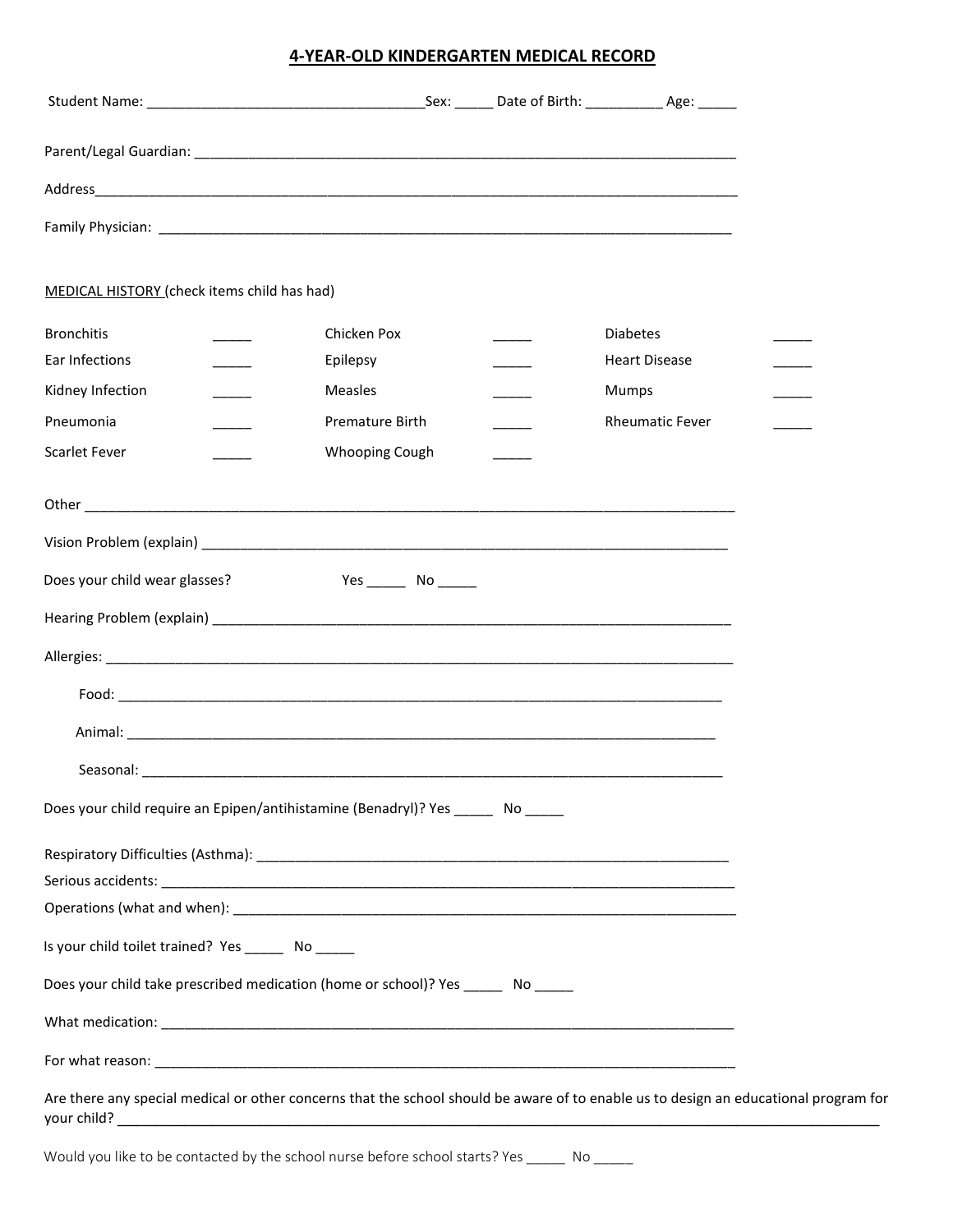# 4-YEAR-OLD KINDERGARTEN MEDICAL RECORD

Student Name: ___________________________________Sex: _____ Date of Birth: __________ Age: _____

Parent/Legal Guardian: ___________________________________________________________________________

Address___________________________________________________________________________________________

Family Physician: _________________________________________________________________________________

MEDICAL HISTORY (check items child has had)

| | | | | | |
|---|---|---|---|---|---|
| Bronchitis | _____ | Chicken Pox | _____ | Diabetes | _____ |
| Ear Infections | _____ | Epilepsy | _____ | Heart Disease | _____ |
| Kidney Infection | _____ | Measles | _____ | Mumps | _____ |
| Pneumonia | _____ | Premature Birth | _____ | Rheumatic Fever | _____ |
| Scarlet Fever | _____ | Whooping Cough | _____ | | |

Other ____________________________________________________________________________________________

Vision Problem (explain) ___________________________________________________________________________

Does your child wear glasses? Yes _____ No _____

Hearing Problem (explain) __________________________________________________________________________

Allergies: _________________________________________________________________________________________

Food: _____________________________________________________________________________________________

Animal: ___________________________________________________________________________________________

Seasonal: _________________________________________________________________________________________

Does your child require an Epipen/antihistamine (Benadryl)? Yes _____ No _____

Respiratory Difficulties (Asthma): __________________________________________________________________

Serious accidents: _________________________________________________________________________________

Operations (what and when): ________________________________________________________________________

Is your child toilet trained? Yes _____ No _____

Does your child take prescribed medication (home or school)? Yes _____ No _____

What medication: __________________________________________________________________________________

For what reason: ___________________________________________________________________________________

Are there any special medical or other concerns that the school should be aware of to enable us to design an educational program for your child? ______________________________________________________________________________________

Would you like to be contacted by the school nurse before school starts? Yes _____ No _____